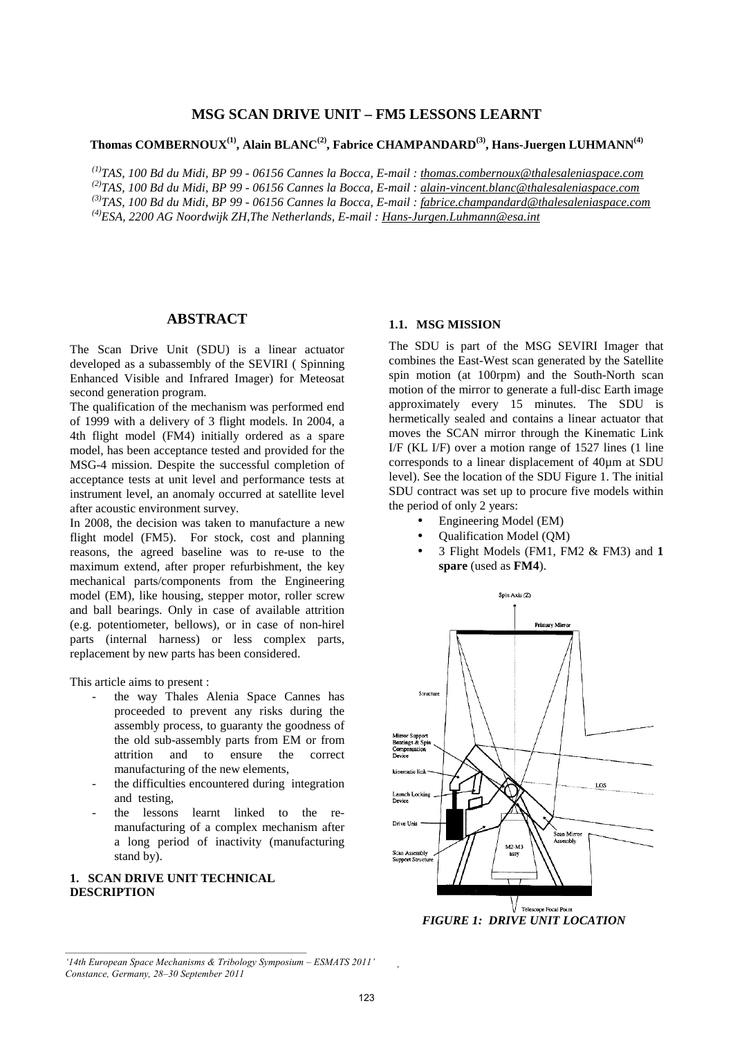# MSG SCAN DRIVE UNIT – FM5 LESSONS LEARNT

**Thomas COMBERNOUX[1], Alain BLANC[2], Fabrice CHAMPANDARD[3], Hans-Juergen LUHMANN[4]**

*[1]TAS, 100 Bd du Midi, BP 99 - 06156 Cannes la Bocca, E-mail : thomas.combernoux@thalesaleniaspace.com*
*[2]TAS, 100 Bd du Midi, BP 99 - 06156 Cannes la Bocca, E-mail : alain-vincent.blanc@thalesaleniaspace.com*
*[3]TAS, 100 Bd du Midi, BP 99 - 06156 Cannes la Bocca, E-mail : fabrice.champandard@thalesaleniaspace.com*
*[4]ESA, 2200 AG Noordwijk ZH,The Netherlands, E-mail : Hans-Jurgen.Luhmann@esa.int*

## ABSTRACT

The Scan Drive Unit (SDU) is a linear actuator developed as a subassembly of the SEVIRI ( Spinning Enhanced Visible and Infrared Imager) for Meteosat second generation program.

The qualification of the mechanism was performed end of 1999 with a delivery of 3 flight models. In 2004, a 4th flight model (FM4) initially ordered as a spare model, has been acceptance tested and provided for the MSG-4 mission. Despite the successful completion of acceptance tests at unit level and performance tests at instrument level, an anomaly occurred at satellite level after acoustic environment survey.

In 2008, the decision was taken to manufacture a new flight model (FM5). For stock, cost and planning reasons, the agreed baseline was to re-use to the maximum extend, after proper refurbishment, the key mechanical parts/components from the Engineering model (EM), like housing, stepper motor, roller screw and ball bearings. Only in case of available attrition (e.g. potentiometer, bellows), or in case of non-hirel parts (internal harness) or less complex parts, replacement by new parts has been considered.

This article aims to present :

- the way Thales Alenia Space Cannes has proceeded to prevent any risks during the assembly process, to guaranty the goodness of the old sub-assembly parts from EM or from attrition and to ensure the correct manufacturing of the new elements,
- the difficulties encountered during integration and testing,
- the lessons learnt linked to the re-manufacturing of a complex mechanism after a long period of inactivity (manufacturing stand by).

## 1. SCAN DRIVE UNIT TECHNICAL DESCRIPTION

### 1.1. MSG MISSION

The SDU is part of the MSG SEVIRI Imager that combines the East-West scan generated by the Satellite spin motion (at 100rpm) and the South-North scan motion of the mirror to generate a full-disc Earth image approximately every 15 minutes. The SDU is hermetically sealed and contains a linear actuator that moves the SCAN mirror through the Kinematic Link I/F (KL I/F) over a motion range of 1527 lines (1 line corresponds to a linear displacement of 40µm at SDU level). See the location of the SDU Figure 1. The initial SDU contract was set up to procure five models within the period of only 2 years:

- Engineering Model (EM)
- Qualification Model (QM)
- 3 Flight Models (FM1, FM2 & FM3) and **1 spare** (used as **FM4**).

*FIGURE 1: DRIVE UNIT LOCATION*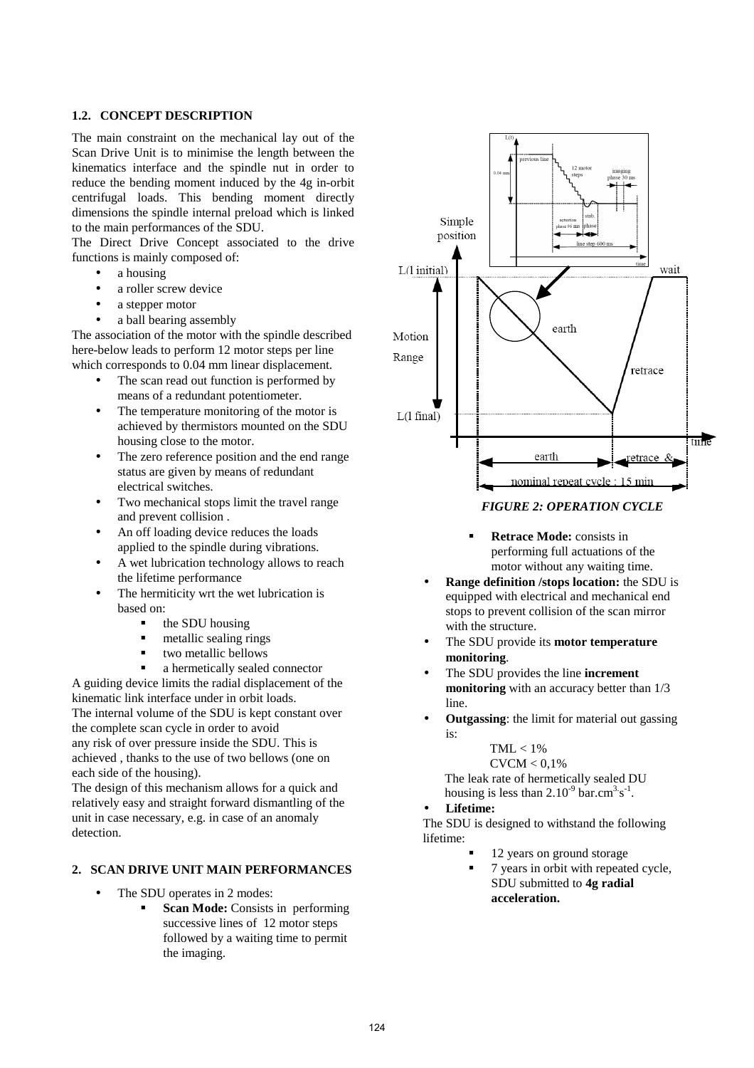### 1.2. CONCEPT DESCRIPTION

The main constraint on the mechanical lay out of the Scan Drive Unit is to minimise the length between the kinematics interface and the spindle nut in order to reduce the bending moment induced by the 4g in-orbit centrifugal loads. This bending moment directly dimensions the spindle internal preload which is linked to the main performances of the SDU.

The Direct Drive Concept associated to the drive functions is mainly composed of:

- a housing
- a roller screw device
- a stepper motor
- a ball bearing assembly

The association of the motor with the spindle described here-below leads to perform 12 motor steps per line which corresponds to 0.04 mm linear displacement.

- The scan read out function is performed by means of a redundant potentiometer.
- The temperature monitoring of the motor is achieved by thermistors mounted on the SDU housing close to the motor.
- The zero reference position and the end range status are given by means of redundant electrical switches.
- Two mechanical stops limit the travel range and prevent collision .
- An off loading device reduces the loads applied to the spindle during vibrations.
- A wet lubrication technology allows to reach the lifetime performance
- The hermiticity wrt the wet lubrication is based on:
  - the SDU housing
  - metallic sealing rings
  - two metallic bellows
  - a hermetically sealed connector

A guiding device limits the radial displacement of the kinematic link interface under in orbit loads.

The internal volume of the SDU is kept constant over the complete scan cycle in order to avoid any risk of over pressure inside the SDU. This is achieved , thanks to the use of two bellows (one on each side of the housing).

The design of this mechanism allows for a quick and relatively easy and straight forward dismantling of the unit in case necessary, e.g. in case of an anomaly detection.

## 2. SCAN DRIVE UNIT MAIN PERFORMANCES

- The SDU operates in 2 modes:
  - **Scan Mode:** Consists in performing successive lines of 12 motor steps followed by a waiting time to permit the imaging.

*FIGURE 2: OPERATION CYCLE*

  - **Retrace Mode:** consists in performing full actuations of the motor without any waiting time.
- **Range definition /stops location:** the SDU is equipped with electrical and mechanical end stops to prevent collision of the scan mirror with the structure.
- The SDU provide its **motor temperature monitoring**.
- The SDU provides the line **increment monitoring** with an accuracy better than 1/3 line.
- **Outgassing**: the limit for material out gassing is:

  TML < 1%

  CVCM < 0,1%

  The leak rate of hermetically sealed DU housing is less than $2.10^{-9}$ bar.cm$^{3}$.s$^{-1}$.
- **Lifetime:**

The SDU is designed to withstand the following lifetime:

- 12 years on ground storage
- 7 years in orbit with repeated cycle, SDU submitted to **4g radial acceleration.**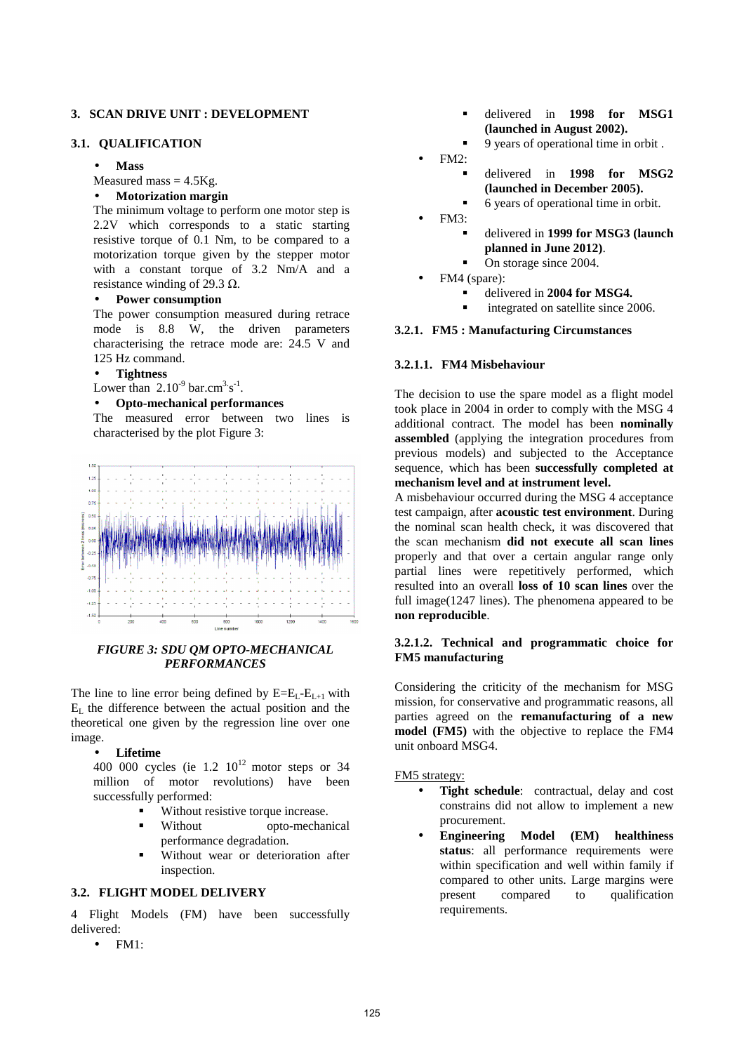# 3. SCAN DRIVE UNIT : DEVELOPMENT

## 3.1. QUALIFICATION

- **Mass**

Measured mass = 4.5Kg.

- **Motorization margin**

The minimum voltage to perform one motor step is 2.2V which corresponds to a static starting resistive torque of 0.1 Nm, to be compared to a motorization torque given by the stepper motor with a constant torque of 3.2 Nm/A and a resistance winding of 29.3 Ω.

- **Power consumption**

The power consumption measured during retrace mode is 8.8 W, the driven parameters characterising the retrace mode are: 24.5 V and 125 Hz command.

- **Tightness**

Lower than $2.10^{-9}$ bar.cm$^3$.s$^{-1}$.

- **Opto-mechanical performances**

The measured error between two lines is characterised by the plot Figure 3:

*FIGURE 3: SDU QM OPTO-MECHANICAL PERFORMANCES*

The line to line error being defined by $E=E_L-E_{L+1}$ with $E_L$ the difference between the actual position and the theoretical one given by the regression line over one image.

- **Lifetime**

400 000 cycles (ie 1.2 $10^{12}$ motor steps or 34 million of motor revolutions) have been successfully performed:

  - Without resistive torque increase.
  - Without opto-mechanical performance degradation.
  - Without wear or deterioration after inspection.

## 3.2. FLIGHT MODEL DELIVERY

4 Flight Models (FM) have been successfully delivered:

- FM1:
  - delivered in **1998 for MSG1 (launched in August 2002).**
  - 9 years of operational time in orbit .
- FM2:
  - delivered in **1998 for MSG2 (launched in December 2005).**
  - 6 years of operational time in orbit.
- FM3:
  - delivered in **1999 for MSG3 (launch planned in June 2012)**.
  - On storage since 2004.
- FM4 (spare):
  - delivered in **2004 for MSG4.**
  - integrated on satellite since 2006.

### 3.2.1. FM5 : Manufacturing Circumstances

#### 3.2.1.1. FM4 Misbehaviour

The decision to use the spare model as a flight model took place in 2004 in order to comply with the MSG 4 additional contract. The model has been **nominally assembled** (applying the integration procedures from previous models) and subjected to the Acceptance sequence, which has been **successfully completed at mechanism level and at instrument level.**

A misbehaviour occurred during the MSG 4 acceptance test campaign, after **acoustic test environment**. During the nominal scan health check, it was discovered that the scan mechanism **did not execute all scan lines** properly and that over a certain angular range only partial lines were repetitively performed, which resulted into an overall **loss of 10 scan lines** over the full image(1247 lines). The phenomena appeared to be **non reproducible**.

#### 3.2.1.2. Technical and programmatic choice for FM5 manufacturing

Considering the criticity of the mechanism for MSG mission, for conservative and programmatic reasons, all parties agreed on the **remanufacturing of a new model (FM5)** with the objective to replace the FM4 unit onboard MSG4.

FM5 strategy:

- **Tight schedule**: contractual, delay and cost constrains did not allow to implement a new procurement.
- **Engineering Model (EM) healthiness status**: all performance requirements were within specification and well within family if compared to other units. Large margins were present compared to qualification requirements.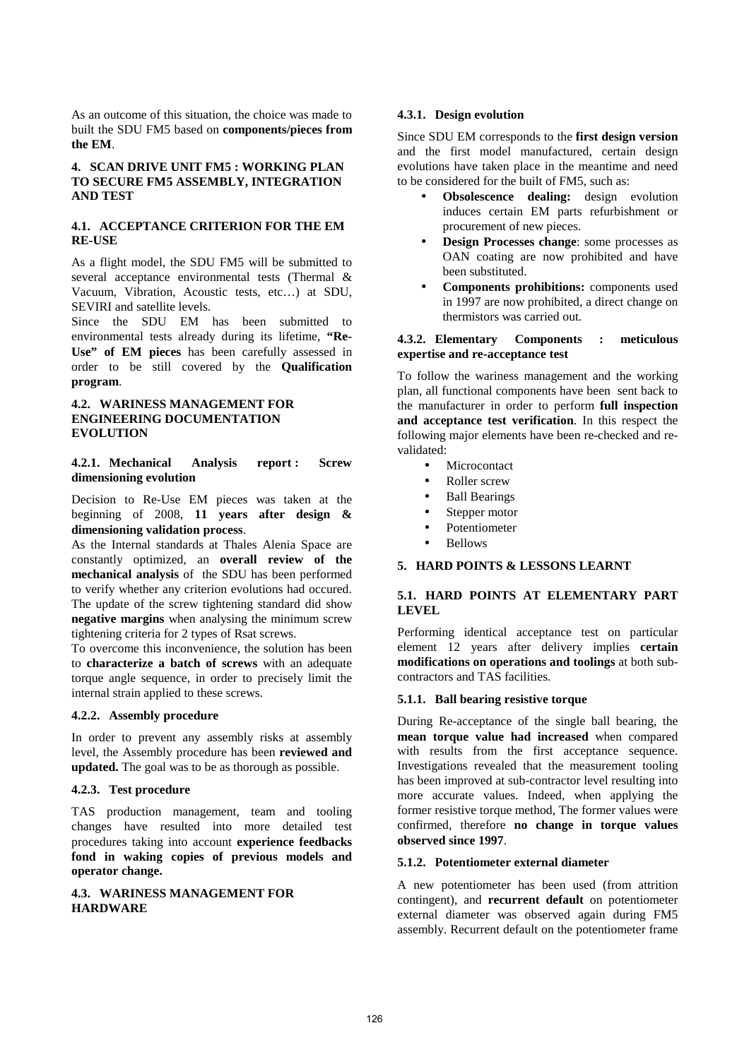As an outcome of this situation, the choice was made to built the SDU FM5 based on **components/pieces from the EM**.

## 4. SCAN DRIVE UNIT FM5 : WORKING PLAN TO SECURE FM5 ASSEMBLY, INTEGRATION AND TEST

### 4.1. ACCEPTANCE CRITERION FOR THE EM RE-USE

As a flight model, the SDU FM5 will be submitted to several acceptance environmental tests (Thermal & Vacuum, Vibration, Acoustic tests, etc…) at SDU, SEVIRI and satellite levels.

Since the SDU EM has been submitted to environmental tests already during its lifetime, **"Re-Use" of EM pieces** has been carefully assessed in order to be still covered by the **Qualification program**.

### 4.2. WARINESS MANAGEMENT FOR ENGINEERING DOCUMENTATION EVOLUTION

#### 4.2.1. Mechanical Analysis report : Screw dimensioning evolution

Decision to Re-Use EM pieces was taken at the beginning of 2008, **11 years after design & dimensioning validation process**.

As the Internal standards at Thales Alenia Space are constantly optimized, an **overall review of the mechanical analysis** of the SDU has been performed to verify whether any criterion evolutions had occured. The update of the screw tightening standard did show **negative margins** when analysing the minimum screw tightening criteria for 2 types of Rsat screws.

To overcome this inconvenience, the solution has been to **characterize a batch of screws** with an adequate torque angle sequence, in order to precisely limit the internal strain applied to these screws.

#### 4.2.2. Assembly procedure

In order to prevent any assembly risks at assembly level, the Assembly procedure has been **reviewed and updated.** The goal was to be as thorough as possible.

#### 4.2.3. Test procedure

TAS production management, team and tooling changes have resulted into more detailed test procedures taking into account **experience feedbacks fond in waking copies of previous models and operator change.**

### 4.3. WARINESS MANAGEMENT FOR HARDWARE

#### 4.3.1. Design evolution

Since SDU EM corresponds to the **first design version** and the first model manufactured, certain design evolutions have taken place in the meantime and need to be considered for the built of FM5, such as:

- **Obsolescence dealing:** design evolution induces certain EM parts refurbishment or procurement of new pieces.
- **Design Processes change**: some processes as OAN coating are now prohibited and have been substituted.
- **Components prohibitions:** components used in 1997 are now prohibited, a direct change on thermistors was carried out.

#### 4.3.2. Elementary Components : meticulous expertise and re-acceptance test

To follow the wariness management and the working plan, all functional components have been sent back to the manufacturer in order to perform **full inspection and acceptance test verification**. In this respect the following major elements have been re-checked and re-validated:

- Microcontact
- Roller screw
- Ball Bearings
- Stepper motor
- Potentiometer
- Bellows

## 5. HARD POINTS & LESSONS LEARNT

### 5.1. HARD POINTS AT ELEMENTARY PART LEVEL

Performing identical acceptance test on particular element 12 years after delivery implies **certain modifications on operations and toolings** at both sub-contractors and TAS facilities.

#### 5.1.1. Ball bearing resistive torque

During Re-acceptance of the single ball bearing, the **mean torque value had increased** when compared with results from the first acceptance sequence. Investigations revealed that the measurement tooling has been improved at sub-contractor level resulting into more accurate values. Indeed, when applying the former resistive torque method, The former values were confirmed, therefore **no change in torque values observed since 1997**.

#### 5.1.2. Potentiometer external diameter

A new potentiometer has been used (from attrition contingent), and **recurrent default** on potentiometer external diameter was observed again during FM5 assembly. Recurrent default on the potentiometer frame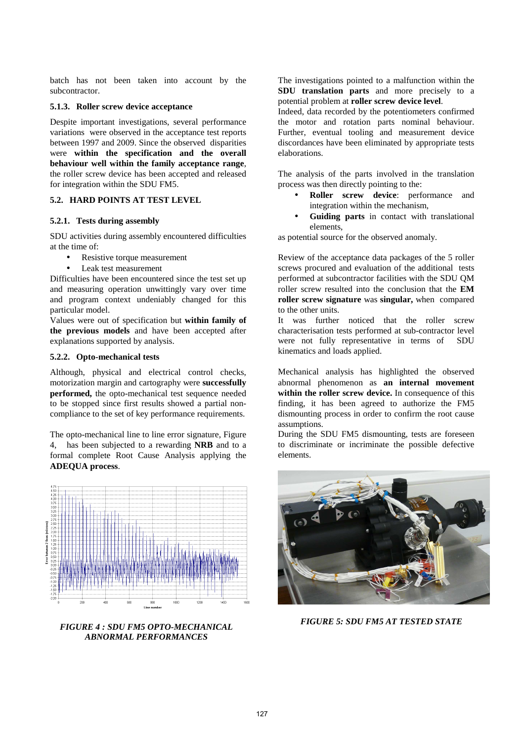batch has not been taken into account by the subcontractor.

### 5.1.3. Roller screw device acceptance

Despite important investigations, several performance variations were observed in the acceptance test reports between 1997 and 2009. Since the observed disparities were **within the specification and the overall behaviour well within the family acceptance range**, the roller screw device has been accepted and released for integration within the SDU FM5.

## 5.2. HARD POINTS AT TEST LEVEL

### 5.2.1. Tests during assembly

SDU activities during assembly encountered difficulties at the time of:

- Resistive torque measurement
- Leak test measurement

Difficulties have been encountered since the test set up and measuring operation unwittingly vary over time and program context undeniably changed for this particular model.

Values were out of specification but **within family of the previous models** and have been accepted after explanations supported by analysis.

### 5.2.2. Opto-mechanical tests

Although, physical and electrical control checks, motorization margin and cartography were **successfully performed,** the opto-mechanical test sequence needed to be stopped since first results showed a partial non-compliance to the set of key performance requirements.

The opto-mechanical line to line error signature, Figure 4, has been subjected to a rewarding **NRB** and to a formal complete Root Cause Analysis applying the **ADEQUA process**.

*FIGURE 4 : SDU FM5 OPTO-MECHANICAL ABNORMAL PERFORMANCES*

The investigations pointed to a malfunction within the **SDU translation parts** and more precisely to a potential problem at **roller screw device level**.

Indeed, data recorded by the potentiometers confirmed the motor and rotation parts nominal behaviour. Further, eventual tooling and measurement device discordances have been eliminated by appropriate tests elaborations.

The analysis of the parts involved in the translation process was then directly pointing to the:

- **Roller screw device**: performance and integration within the mechanism,
- **Guiding parts** in contact with translational elements,

as potential source for the observed anomaly.

Review of the acceptance data packages of the 5 roller screws procured and evaluation of the additional tests performed at subcontractor facilities with the SDU QM roller screw resulted into the conclusion that the **EM roller screw signature** was **singular,** when compared to the other units.

It was further noticed that the roller screw characterisation tests performed at sub-contractor level were not fully representative in terms of SDU kinematics and loads applied.

Mechanical analysis has highlighted the observed abnormal phenomenon as **an internal movement within the roller screw device.** In consequence of this finding, it has been agreed to authorize the FM5 dismounting process in order to confirm the root cause assumptions.

During the SDU FM5 dismounting, tests are foreseen to discriminate or incriminate the possible defective elements.

*FIGURE 5: SDU FM5 AT TESTED STATE*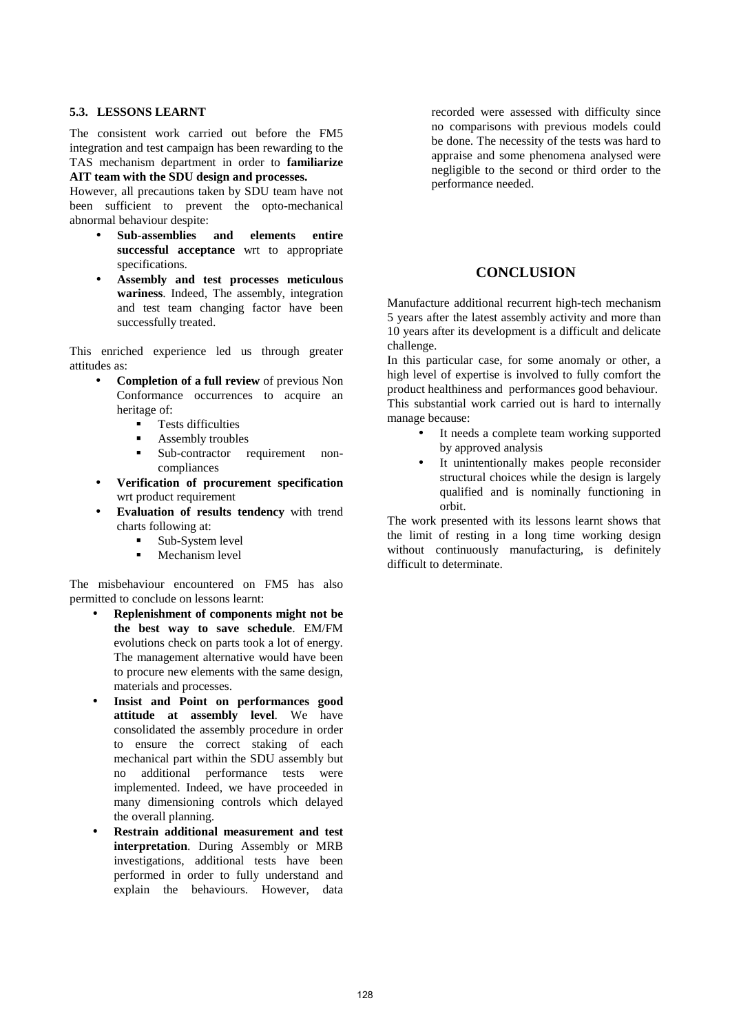### 5.3. LESSONS LEARNT

The consistent work carried out before the FM5 integration and test campaign has been rewarding to the TAS mechanism department in order to **familiarize AIT team with the SDU design and processes.**

However, all precautions taken by SDU team have not been sufficient to prevent the opto-mechanical abnormal behaviour despite:

- **Sub-assemblies and elements entire successful acceptance** wrt to appropriate specifications.
- **Assembly and test processes meticulous wariness**. Indeed, The assembly, integration and test team changing factor have been successfully treated.

This enriched experience led us through greater attitudes as:

- **Completion of a full review** of previous Non Conformance occurrences to acquire an heritage of:
  - Tests difficulties
  - Assembly troubles
  - Sub-contractor requirement non-compliances
- **Verification of procurement specification** wrt product requirement
- **Evaluation of results tendency** with trend charts following at:
  - Sub-System level
  - Mechanism level

The misbehaviour encountered on FM5 has also permitted to conclude on lessons learnt:

- **Replenishment of components might not be the best way to save schedule**. EM/FM evolutions check on parts took a lot of energy. The management alternative would have been to procure new elements with the same design, materials and processes.
- **Insist and Point on performances good attitude at assembly level**. We have consolidated the assembly procedure in order to ensure the correct staking of each mechanical part within the SDU assembly but no additional performance tests were implemented. Indeed, we have proceeded in many dimensioning controls which delayed the overall planning.
- **Restrain additional measurement and test interpretation**. During Assembly or MRB investigations, additional tests have been performed in order to fully understand and explain the behaviours. However, data recorded were assessed with difficulty since no comparisons with previous models could be done. The necessity of the tests was hard to appraise and some phenomena analysed were negligible to the second or third order to the performance needed.

## CONCLUSION

Manufacture additional recurrent high-tech mechanism 5 years after the latest assembly activity and more than 10 years after its development is a difficult and delicate challenge.

In this particular case, for some anomaly or other, a high level of expertise is involved to fully comfort the product healthiness and performances good behaviour.

This substantial work carried out is hard to internally manage because:

- It needs a complete team working supported by approved analysis
- It unintentionally makes people reconsider structural choices while the design is largely qualified and is nominally functioning in orbit.

The work presented with its lessons learnt shows that the limit of resting in a long time working design without continuously manufacturing, is definitely difficult to determinate.